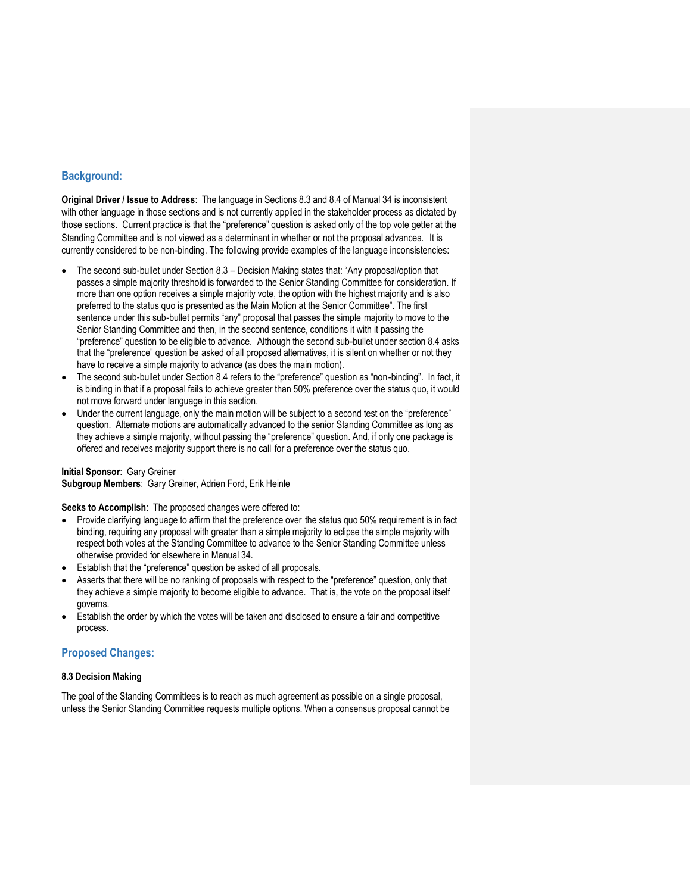## Background:

**Original Driver / Issue to Address**: The language in Sections 8.3 and 8.4 of Manual 34 is inconsistent with other language in those sections and is not currently applied in the stakeholder process as dictated by those sections. Current practice is that the "preference" question is asked only of the top vote getter at the Standing Committee and is not viewed as a determinant in whether or not the proposal advances. It is currently considered to be non-binding. The following provide examples of the language inconsistencies:

- The second sub-bullet under Section 8.3 – Decision Making states that: "Any proposal/option that passes a simple majority threshold is forwarded to the Senior Standing Committee for consideration. If more than one option receives a simple majority vote, the option with the highest majority and is also preferred to the status quo is presented as the Main Motion at the Senior Committee". The first sentence under this sub-bullet permits "any" proposal that passes the simple majority to move to the Senior Standing Committee and then, in the second sentence, conditions it with it passing the "preference" question to be eligible to advance. Although the second sub-bullet under section 8.4 asks that the "preference" question be asked of all proposed alternatives, it is silent on whether or not they have to receive a simple majority to advance (as does the main motion).
- The second sub-bullet under Section 8.4 refers to the "preference" question as "non-binding". In fact, it is binding in that if a proposal fails to achieve greater than 50% preference over the status quo, it would not move forward under language in this section.
- Under the current language, only the main motion will be subject to a second test on the "preference" question. Alternate motions are automatically advanced to the senior Standing Committee as long as they achieve a simple majority, without passing the "preference" question. And, if only one package is offered and receives majority support there is no call for a preference over the status quo.

**Initial Sponsor**: Gary Greiner
**Subgroup Members**: Gary Greiner, Adrien Ford, Erik Heinle

**Seeks to Accomplish**: The proposed changes were offered to:

- Provide clarifying language to affirm that the preference over the status quo 50% requirement is in fact binding, requiring any proposal with greater than a simple majority to eclipse the simple majority with respect both votes at the Standing Committee to advance to the Senior Standing Committee unless otherwise provided for elsewhere in Manual 34.
- Establish that the "preference" question be asked of all proposals.
- Asserts that there will be no ranking of proposals with respect to the "preference" question, only that they achieve a simple majority to become eligible to advance. That is, the vote on the proposal itself governs.
- Establish the order by which the votes will be taken and disclosed to ensure a fair and competitive process.

## Proposed Changes:

#### 8.3 Decision Making

The goal of the Standing Committees is to reach as much agreement as possible on a single proposal, unless the Senior Standing Committee requests multiple options. When a consensus proposal cannot be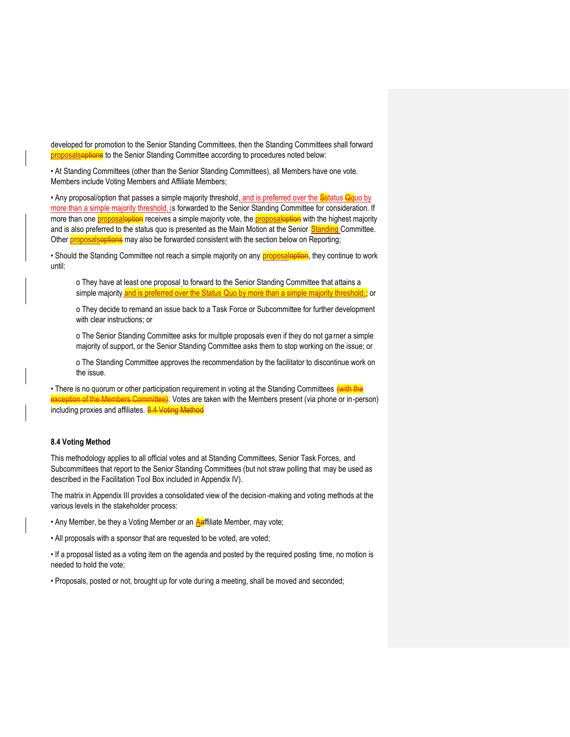developed for promotion to the Senior Standing Committees, then the Standing Committees shall forward proposals~~options~~ to the Senior Standing Committee according to procedures noted below:

• At Standing Committees (other than the Senior Standing Committees), all Members have one vote. Members include Voting Members and Affiliate Members;

• Any proposal/option that passes a simple majority threshold, and is preferred over the S~~s~~tatus Q~~q~~uo by more than a simple majority threshold, is forwarded to the Senior Standing Committee for consideration. If more than one proposal~~option~~ receives a simple majority vote, the proposal~~option~~ with the highest majority and is also preferred to the status quo is presented as the Main Motion at the Senior Standing Committee. Other proposals~~options~~ may also be forwarded consistent with the section below on Reporting;

• Should the Standing Committee not reach a simple majority on any proposal~~option~~, they continue to work until:

- They have at least one proposal to forward to the Senior Standing Committee that attains a simple majority and is preferred over the Status Quo by more than a simple majority threshold,; or
- They decide to remand an issue back to a Task Force or Subcommittee for further development with clear instructions; or
- The Senior Standing Committee asks for multiple proposals even if they do not garner a simple majority of support, or the Senior Standing Committee asks them to stop working on the issue; or
- The Standing Committee approves the recommendation by the facilitator to discontinue work on the issue.

• There is no quorum or other participation requirement in voting at the Standing Committees ~~(with the exception of the Members Committee)~~. Votes are taken with the Members present (via phone or in-person) including proxies and affiliates. ~~8.4 Voting Method~~

### 8.4 Voting Method

This methodology applies to all official votes and at Standing Committees, Senior Task Forces, and Subcommittees that report to the Senior Standing Committees (but not straw polling that may be used as described in the Facilitation Tool Box included in Appendix IV).

The matrix in Appendix III provides a consolidated view of the decision-making and voting methods at the various levels in the stakeholder process:

• Any Member, be they a Voting Member or an A~~a~~ffiliate Member, may vote;

• All proposals with a sponsor that are requested to be voted, are voted;

• If a proposal listed as a voting item on the agenda and posted by the required posting time, no motion is needed to hold the vote;

• Proposals, posted or not, brought up for vote during a meeting, shall be moved and seconded;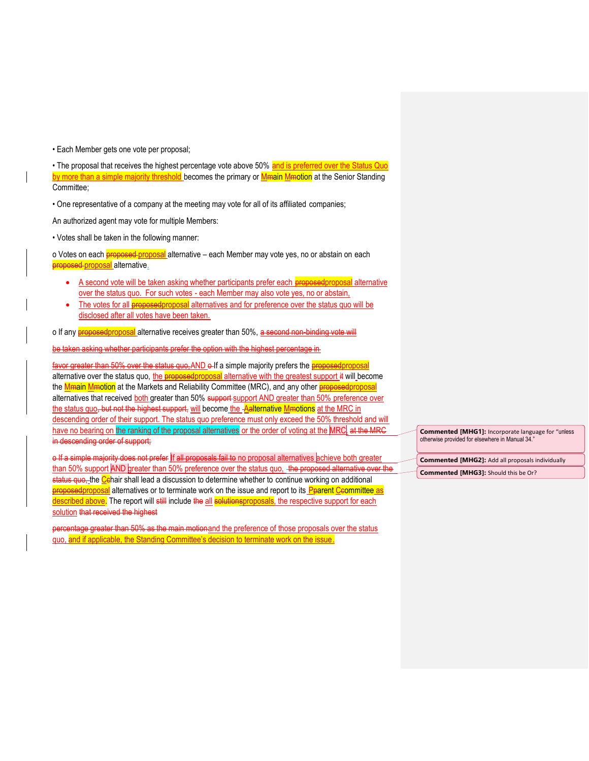• Each Member gets one vote per proposal;

• The proposal that receives the highest percentage vote above 50% and is preferred over the Status Quo by more than a simple majority threshold becomes the primary or Main Motion at the Senior Standing Committee;

• One representative of a company at the meeting may vote for all of its affiliated companies;

An authorized agent may vote for multiple Members:

• Votes shall be taken in the following manner:

o Votes on each proposal alternative – each Member may vote yes, no or abstain on each proposal alternative.

- A second vote will be taken asking whether participants prefer each proposal alternative over the status quo. For such votes - each Member may also vote yes, no or abstain,
- The votes for all proposal alternatives and for preference over the status quo will be disclosed after all votes have been taken.

o If any proposal alternative receives greater than 50%, AND If a simple majority prefers the proposal alternative over the status quo, the proposal alternative with the greatest support will become the Main Motion at the Markets and Reliability Committee (MRC), and any other proposal alternatives that received both greater than 50% support AND greater than 50% preference over the status quo, will become the Alternative Motions at the MRC in descending order of their support. The status quo preference must only exceed the 50% threshold and will have no bearing on the ranking of the proposal alternatives or the order of voting at the MRC.

If no proposal alternatives achieve both greater than 50% support AND greater than 50% preference over the status quo, the Chair shall lead a discussion to determine whether to continue working on additional proposal alternatives or to terminate work on the issue and report to its Parent Committee as described above. The report will include all proposals, the respective support for each solution and the preference of those proposals over the status quo, and if applicable, the Standing Committee's decision to terminate work on the issue.

**Commented [MHG1]:** Incorporate language for "unless otherwise provided for elsewhere in Manual 34."

**Commented [MHG2]:** Add all proposals individually

**Commented [MHG3]:** Should this be Or?